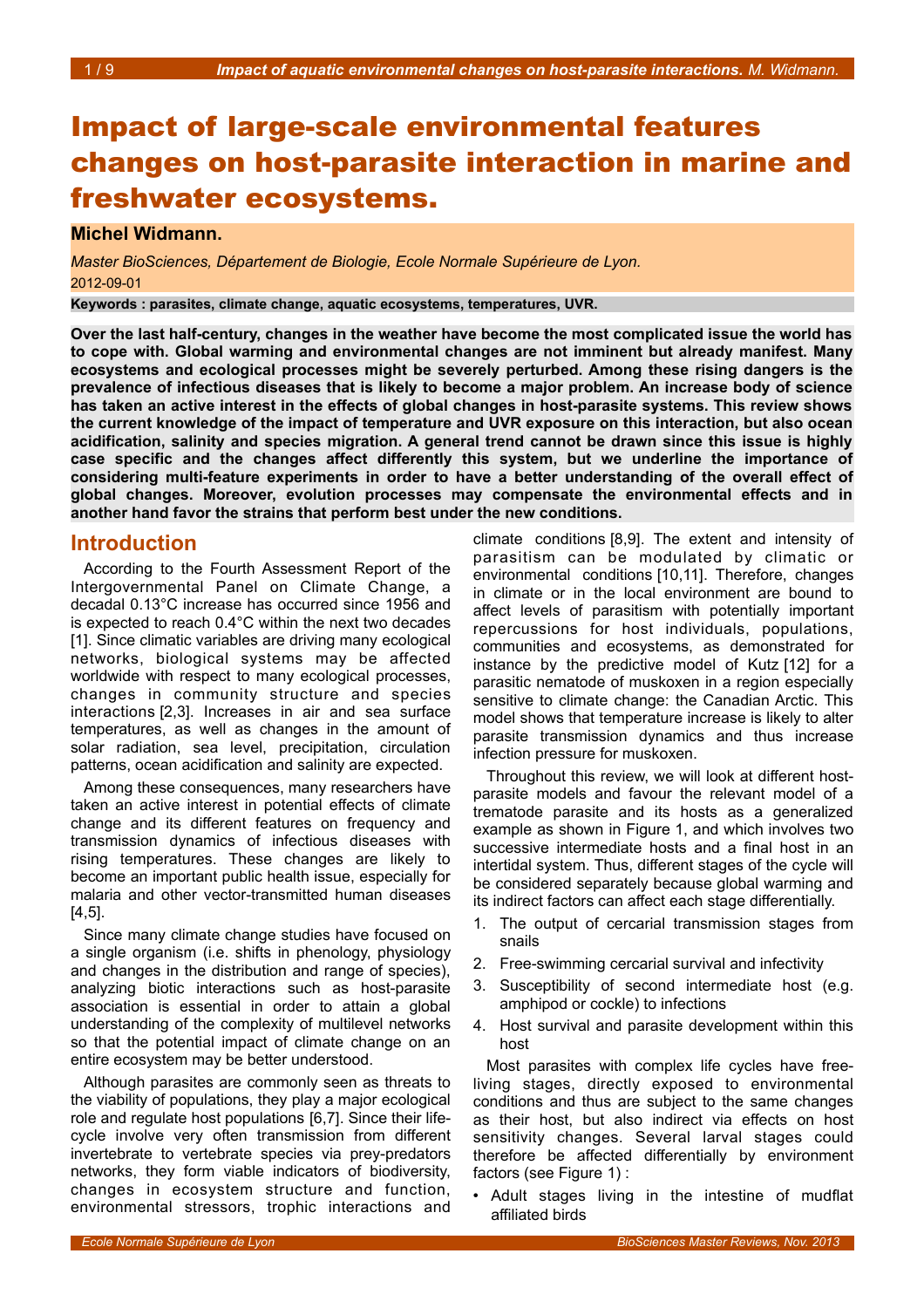# Impact of large-scale environmental features changes on host-parasite interaction in marine and freshwater ecosystems.

**Michel Widmann.**

*Master BioSciences, Département de Biologie, Ecole Normale Supérieure de Lyon.*

2012-09-01

**Keywords : parasites, climate change, aquatic ecosystems, temperatures, UVR.**

**Over the last half-century, changes in the weather have become the most complicated issue the world has to cope with. Global warming and environmental changes are not imminent but already manifest. Many ecosystems and ecological processes might be severely perturbed. Among these rising dangers is the prevalence of infectious diseases that is likely to become a major problem. An increase body of science has taken an active interest in the effects of global changes in host-parasite systems. This review shows the current knowledge of the impact of temperature and UVR exposure on this interaction, but also ocean acidification, salinity and species migration. A general trend cannot be drawn since this issue is highly case specific and the changes affect differently this system, but we underline the importance of considering multi-feature experiments in order to have a better understanding of the overall effect of global changes. Moreover, evolution processes may compensate the environmental effects and in another hand favor the strains that perform best under the new conditions.**

## Introduction

According to the Fourth Assessment Report of the Intergovernmental Panel on Climate Change, a decadal 0.13°C increase has occurred since 1956 and is expected to reach 0.4°C within the next two decades [1]. Since climatic variables are driving many ecological networks, biological systems may be affected worldwide with respect to many ecological processes, changes in community structure and species interactions [2,3]. Increases in air and sea surface temperatures, as well as changes in the amount of solar radiation, sea level, precipitation, circulation patterns, ocean acidification and salinity are expected.

Among these consequences, many researchers have taken an active interest in potential effects of climate change and its different features on frequency and transmission dynamics of infectious diseases with rising temperatures. These changes are likely to become an important public health issue, especially for malaria and other vector-transmitted human diseases [4,5].

Since many climate change studies have focused on a single organism (i.e. shifts in phenology, physiology and changes in the distribution and range of species), analyzing biotic interactions such as host-parasite association is essential in order to attain a global understanding of the complexity of multilevel networks so that the potential impact of climate change on an entire ecosystem may be better understood.

Although parasites are commonly seen as threats to the viability of populations, they play a major ecological role and regulate host populations [6,7]. Since their life-cycle involve very often transmission from different invertebrate to vertebrate species via prey-predators networks, they form viable indicators of biodiversity, changes in ecosystem structure and function, environmental stressors, trophic interactions and climate conditions [8,9]. The extent and intensity of parasitism can be modulated by climatic or environmental conditions [10,11]. Therefore, changes in climate or in the local environment are bound to affect levels of parasitism with potentially important repercussions for host individuals, populations, communities and ecosystems, as demonstrated for instance by the predictive model of Kutz [12] for a parasitic nematode of muskoxen in a region especially sensitive to climate change: the Canadian Arctic. This model shows that temperature increase is likely to alter parasite transmission dynamics and thus increase infection pressure for muskoxen.

Throughout this review, we will look at different host-parasite models and favour the relevant model of a trematode parasite and its hosts as a generalized example as shown in Figure 1, and which involves two successive intermediate hosts and a final host in an intertidal system. Thus, different stages of the cycle will be considered separately because global warming and its indirect factors can affect each stage differentially.

1. The output of cercarial transmission stages from snails
2. Free-swimming cercarial survival and infectivity
3. Susceptibility of second intermediate host (e.g. amphipod or cockle) to infections
4. Host survival and parasite development within this host

Most parasites with complex life cycles have free-living stages, directly exposed to environmental conditions and thus are subject to the same changes as their host, but also indirect via effects on host sensitivity changes. Several larval stages could therefore be affected differentially by environment factors (see Figure 1) :

- Adult stages living in the intestine of mudflat affiliated birds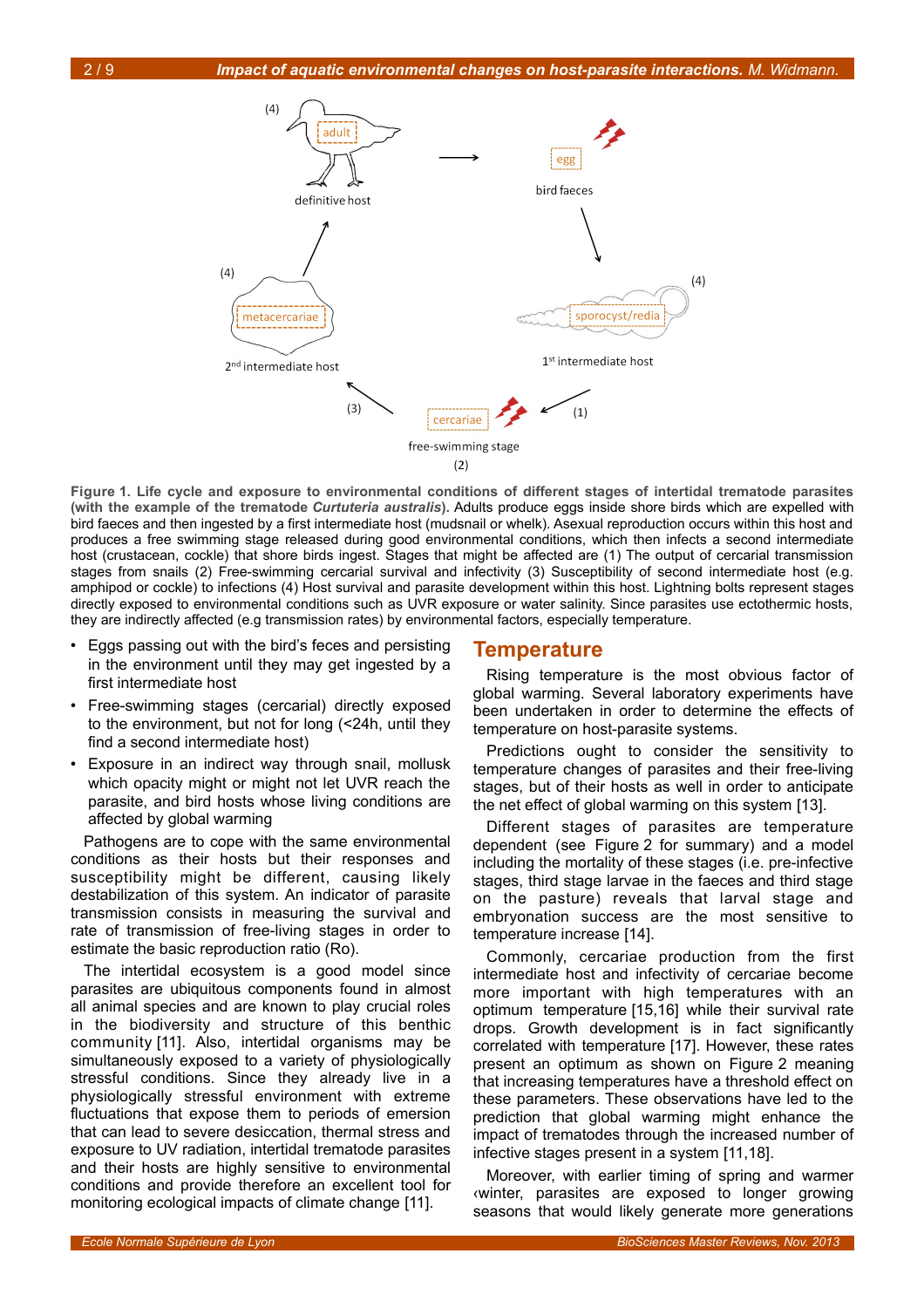**Figure 1. Life cycle and exposure to environmental conditions of different stages of intertidal trematode parasites (with the example of the trematode *Curtuteria australis*).** Adults produce eggs inside shore birds which are expelled with bird faeces and then ingested by a first intermediate host (mudsnail or whelk). Asexual reproduction occurs within this host and produces a free swimming stage released during good environmental conditions, which then infects a second intermediate host (crustacean, cockle) that shore birds ingest. Stages that might be affected are (1) The output of cercarial transmission stages from snails (2) Free-swimming cercarial survival and infectivity (3) Susceptibility of second intermediate host (e.g. amphipod or cockle) to infections (4) Host survival and parasite development within this host. Lightning bolts represent stages directly exposed to environmental conditions such as UVR exposure or water salinity. Since parasites use ectothermic hosts, they are indirectly affected (e.g transmission rates) by environmental factors, especially temperature.

- Eggs passing out with the bird's feces and persisting in the environment until they may get ingested by a first intermediate host
- Free-swimming stages (cercarial) directly exposed to the environment, but not for long (<24h, until they find a second intermediate host)
- Exposure in an indirect way through snail, mollusk which opacity might or might not let UVR reach the parasite, and bird hosts whose living conditions are affected by global warming

Pathogens are to cope with the same environmental conditions as their hosts but their responses and susceptibility might be different, causing likely destabilization of this system. An indicator of parasite transmission consists in measuring the survival and rate of transmission of free-living stages in order to estimate the basic reproduction ratio (Ro).

The intertidal ecosystem is a good model since parasites are ubiquitous components found in almost all animal species and are known to play crucial roles in the biodiversity and structure of this benthic community [11]. Also, intertidal organisms may be simultaneously exposed to a variety of physiologically stressful conditions. Since they already live in a physiologically stressful environment with extreme fluctuations that expose them to periods of emersion that can lead to severe desiccation, thermal stress and exposure to UV radiation, intertidal trematode parasites and their hosts are highly sensitive to environmental conditions and provide therefore an excellent tool for monitoring ecological impacts of climate change [11].

## Temperature

Rising temperature is the most obvious factor of global warming. Several laboratory experiments have been undertaken in order to determine the effects of temperature on host-parasite systems.

Predictions ought to consider the sensitivity to temperature changes of parasites and their free-living stages, but of their hosts as well in order to anticipate the net effect of global warming on this system [13].

Different stages of parasites are temperature dependent (see Figure 2 for summary) and a model including the mortality of these stages (i.e. pre-infective stages, third stage larvae in the faeces and third stage on the pasture) reveals that larval stage and embryonation success are the most sensitive to temperature increase [14].

Commonly, cercariae production from the first intermediate host and infectivity of cercariae become more important with high temperatures with an optimum temperature [15,16] while their survival rate drops. Growth development is in fact significantly correlated with temperature [17]. However, these rates present an optimum as shown on Figure 2 meaning that increasing temperatures have a threshold effect on these parameters. These observations have led to the prediction that global warming might enhance the impact of trematodes through the increased number of infective stages present in a system [11,18].

Moreover, with earlier timing of spring and warmer ‹winter, parasites are exposed to longer growing seasons that would likely generate more generations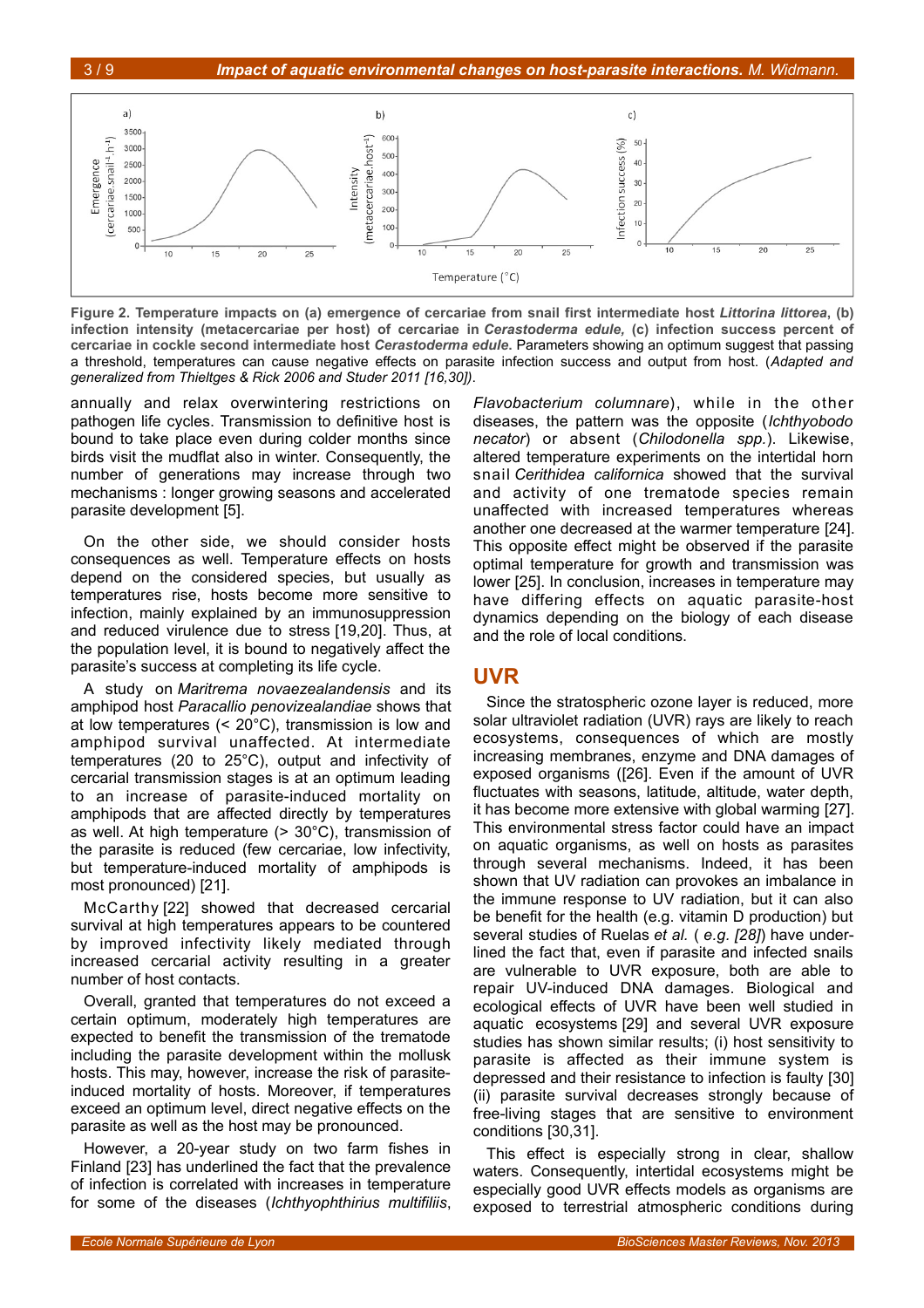**Figure 2. Temperature impacts on (a) emergence of cercariae from snail first intermediate host *Littorina littorea*, (b) infection intensity (metacercariae per host) of cercariae in *Cerastoderma edule,* (c) infection success percent of cercariae in cockle second intermediate host *Cerastoderma edule*.** Parameters showing an optimum suggest that passing a threshold, temperatures can cause negative effects on parasite infection success and output from host. (*Adapted and generalized from Thieltges & Rick 2006 and Studer 2011 [16,30]*).

annually and relax overwintering restrictions on pathogen life cycles. Transmission to definitive host is bound to take place even during colder months since birds visit the mudflat also in winter. Consequently, the number of generations may increase through two mechanisms : longer growing seasons and accelerated parasite development [5].

On the other side, we should consider hosts consequences as well. Temperature effects on hosts depend on the considered species, but usually as temperatures rise, hosts become more sensitive to infection, mainly explained by an immunosuppression and reduced virulence due to stress [19,20]. Thus, at the population level, it is bound to negatively affect the parasite's success at completing its life cycle.

A study on *Maritrema novaezealandensis* and its amphipod host *Paracallio penovizealandiae* shows that at low temperatures (< 20°C), transmission is low and amphipod survival unaffected. At intermediate temperatures (20 to 25°C), output and infectivity of cercarial transmission stages is at an optimum leading to an increase of parasite-induced mortality on amphipods that are affected directly by temperatures as well. At high temperature (> 30°C), transmission of the parasite is reduced (few cercariae, low infectivity, but temperature-induced mortality of amphipods is most pronounced) [21].

McCarthy [22] showed that decreased cercarial survival at high temperatures appears to be countered by improved infectivity likely mediated through increased cercarial activity resulting in a greater number of host contacts.

Overall, granted that temperatures do not exceed a certain optimum, moderately high temperatures are expected to benefit the transmission of the trematode including the parasite development within the mollusk hosts. This may, however, increase the risk of parasite-induced mortality of hosts. Moreover, if temperatures exceed an optimum level, direct negative effects on the parasite as well as the host may be pronounced.

However, a 20-year study on two farm fishes in Finland [23] has underlined the fact that the prevalence of infection is correlated with increases in temperature for some of the diseases (*Ichthyophthirius multifiliis*, *Flavobacterium columnare*), while in the other diseases, the pattern was the opposite (*Ichthyobodo necator*) or absent (*Chilodonella spp.*). Likewise, altered temperature experiments on the intertidal horn snail *Cerithidea californica* showed that the survival and activity of one trematode species remain unaffected with increased temperatures whereas another one decreased at the warmer temperature [24]. This opposite effect might be observed if the parasite optimal temperature for growth and transmission was lower [25]. In conclusion, increases in temperature may have differing effects on aquatic parasite-host dynamics depending on the biology of each disease and the role of local conditions.

## UVR

Since the stratospheric ozone layer is reduced, more solar ultraviolet radiation (UVR) rays are likely to reach ecosystems, consequences of which are mostly increasing membranes, enzyme and DNA damages of exposed organisms ([26]. Even if the amount of UVR fluctuates with seasons, latitude, altitude, water depth, it has become more extensive with global warming [27]. This environmental stress factor could have an impact on aquatic organisms, as well on hosts as parasites through several mechanisms. Indeed, it has been shown that UV radiation can provokes an imbalance in the immune response to UV radiation, but it can also be benefit for the health (e.g. vitamin D production) but several studies of Ruelas *et al.* ( *e.g. [28]*) have underlined the fact that, even if parasite and infected snails are vulnerable to UVR exposure, both are able to repair UV-induced DNA damages. Biological and ecological effects of UVR have been well studied in aquatic ecosystems [29] and several UVR exposure studies has shown similar results; (i) host sensitivity to parasite is affected as their immune system is depressed and their resistance to infection is faulty [30] (ii) parasite survival decreases strongly because of free-living stages that are sensitive to environment conditions [30,31].

This effect is especially strong in clear, shallow waters. Consequently, intertidal ecosystems might be especially good UVR effects models as organisms are exposed to terrestrial atmospheric conditions during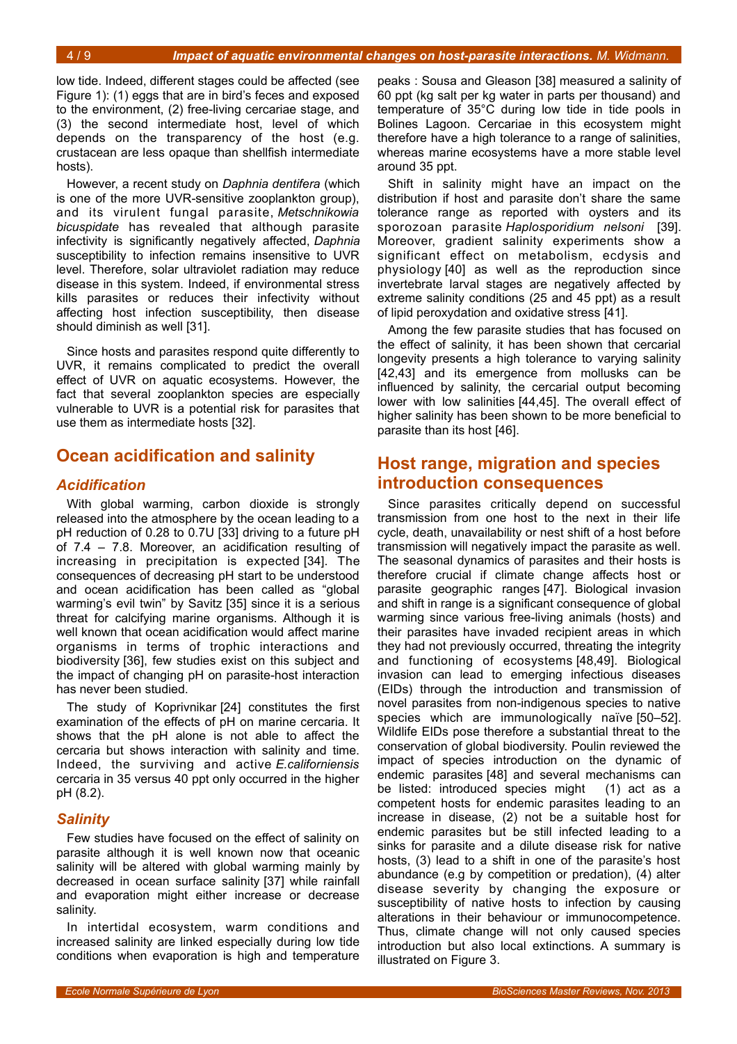low tide. Indeed, different stages could be affected (see Figure 1): (1) eggs that are in bird's feces and exposed to the environment, (2) free-living cercariae stage, and (3) the second intermediate host, level of which depends on the transparency of the host (e.g. crustacean are less opaque than shellfish intermediate hosts).

However, a recent study on *Daphnia dentifera* (which is one of the more UVR-sensitive zooplankton group), and its virulent fungal parasite, *Metschnikowia bicuspidate* has revealed that although parasite infectivity is significantly negatively affected, *Daphnia* susceptibility to infection remains insensitive to UVR level. Therefore, solar ultraviolet radiation may reduce disease in this system. Indeed, if environmental stress kills parasites or reduces their infectivity without affecting host infection susceptibility, then disease should diminish as well [31].

Since hosts and parasites respond quite differently to UVR, it remains complicated to predict the overall effect of UVR on aquatic ecosystems. However, the fact that several zooplankton species are especially vulnerable to UVR is a potential risk for parasites that use them as intermediate hosts [32].

## Ocean acidification and salinity

### Acidification

With global warming, carbon dioxide is strongly released into the atmosphere by the ocean leading to a pH reduction of 0.28 to 0.7U [33] driving to a future pH of 7.4 – 7.8. Moreover, an acidification resulting of increasing in precipitation is expected [34]. The consequences of decreasing pH start to be understood and ocean acidification has been called as "global warming's evil twin" by Savitz [35] since it is a serious threat for calcifying marine organisms. Although it is well known that ocean acidification would affect marine organisms in terms of trophic interactions and biodiversity [36], few studies exist on this subject and the impact of changing pH on parasite-host interaction has never been studied.

The study of Koprivnikar [24] constitutes the first examination of the effects of pH on marine cercaria. It shows that the pH alone is not able to affect the cercaria but shows interaction with salinity and time. Indeed, the surviving and active *E.californiensis* cercaria in 35 versus 40 ppt only occurred in the higher pH (8.2).

### Salinity

Few studies have focused on the effect of salinity on parasite although it is well known now that oceanic salinity will be altered with global warming mainly by decreased in ocean surface salinity [37] while rainfall and evaporation might either increase or decrease salinity.

In intertidal ecosystem, warm conditions and increased salinity are linked especially during low tide conditions when evaporation is high and temperature peaks : Sousa and Gleason [38] measured a salinity of 60 ppt (kg salt per kg water in parts per thousand) and temperature of 35°C during low tide in tide pools in Bolines Lagoon. Cercariae in this ecosystem might therefore have a high tolerance to a range of salinities, whereas marine ecosystems have a more stable level around 35 ppt.

Shift in salinity might have an impact on the distribution if host and parasite don't share the same tolerance range as reported with oysters and its sporozoan parasite *Haplosporidium nelsoni* [39]. Moreover, gradient salinity experiments show a significant effect on metabolism, ecdysis and physiology [40] as well as the reproduction since invertebrate larval stages are negatively affected by extreme salinity conditions (25 and 45 ppt) as a result of lipid peroxydation and oxidative stress [41].

Among the few parasite studies that has focused on the effect of salinity, it has been shown that cercarial longevity presents a high tolerance to varying salinity [42,43] and its emergence from mollusks can be influenced by salinity, the cercarial output becoming lower with low salinities [44,45]. The overall effect of higher salinity has been shown to be more beneficial to parasite than its host [46].

## Host range, migration and species introduction consequences

Since parasites critically depend on successful transmission from one host to the next in their life cycle, death, unavailability or nest shift of a host before transmission will negatively impact the parasite as well. The seasonal dynamics of parasites and their hosts is therefore crucial if climate change affects host or parasite geographic ranges [47]. Biological invasion and shift in range is a significant consequence of global warming since various free-living animals (hosts) and their parasites have invaded recipient areas in which they had not previously occurred, threating the integrity and functioning of ecosystems [48,49]. Biological invasion can lead to emerging infectious diseases (EIDs) through the introduction and transmission of novel parasites from non-indigenous species to native species which are immunologically naïve [50–52]. Wildlife EIDs pose therefore a substantial threat to the conservation of global biodiversity. Poulin reviewed the impact of species introduction on the dynamic of endemic parasites [48] and several mechanisms can be listed: introduced species might (1) act as a competent hosts for endemic parasites leading to an increase in disease, (2) not be a suitable host for endemic parasites but be still infected leading to a sinks for parasite and a dilute disease risk for native hosts, (3) lead to a shift in one of the parasite's host abundance (e.g by competition or predation), (4) alter disease severity by changing the exposure or susceptibility of native hosts to infection by causing alterations in their behaviour or immunocompetence. Thus, climate change will not only caused species introduction but also local extinctions. A summary is illustrated on Figure 3.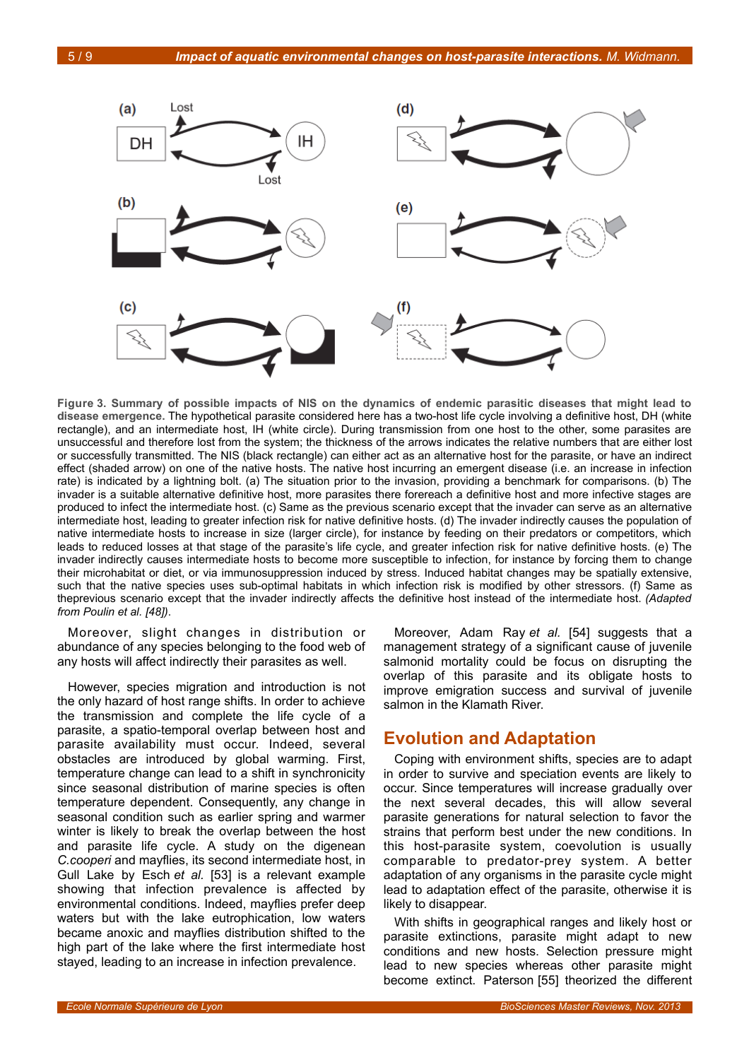**Figure 3. Summary of possible impacts of NIS on the dynamics of endemic parasitic diseases that might lead to disease emergence.** The hypothetical parasite considered here has a two-host life cycle involving a definitive host, DH (white rectangle), and an intermediate host, IH (white circle). During transmission from one host to the other, some parasites are unsuccessful and therefore lost from the system; the thickness of the arrows indicates the relative numbers that are either lost or successfully transmitted. The NIS (black rectangle) can either act as an alternative host for the parasite, or have an indirect effect (shaded arrow) on one of the native hosts. The native host incurring an emergent disease (i.e. an increase in infection rate) is indicated by a lightning bolt. (a) The situation prior to the invasion, providing a benchmark for comparisons. (b) The invader is a suitable alternative definitive host, more parasites there forereach a definitive host and more infective stages are produced to infect the intermediate host. (c) Same as the previous scenario except that the invader can serve as an alternative intermediate host, leading to greater infection risk for native definitive hosts. (d) The invader indirectly causes the population of native intermediate hosts to increase in size (larger circle), for instance by feeding on their predators or competitors, which leads to reduced losses at that stage of the parasite's life cycle, and greater infection risk for native definitive hosts. (e) The invader indirectly causes intermediate hosts to become more susceptible to infection, for instance by forcing them to change their microhabitat or diet, or via immunosuppression induced by stress. Induced habitat changes may be spatially extensive, such that the native species uses sub-optimal habitats in which infection risk is modified by other stressors. (f) Same as theprevious scenario except that the invader indirectly affects the definitive host instead of the intermediate host. *(Adapted from Poulin et al. [48])*.

Moreover, slight changes in distribution or abundance of any species belonging to the food web of any hosts will affect indirectly their parasites as well.

However, species migration and introduction is not the only hazard of host range shifts. In order to achieve the transmission and complete the life cycle of a parasite, a spatio-temporal overlap between host and parasite availability must occur. Indeed, several obstacles are introduced by global warming. First, temperature change can lead to a shift in synchronicity since seasonal distribution of marine species is often temperature dependent. Consequently, any change in seasonal condition such as earlier spring and warmer winter is likely to break the overlap between the host and parasite life cycle. A study on the digenean *C.cooperi* and mayflies, its second intermediate host, in Gull Lake by Esch *et al.* [53] is a relevant example showing that infection prevalence is affected by environmental conditions. Indeed, mayflies prefer deep waters but with the lake eutrophication, low waters became anoxic and mayflies distribution shifted to the high part of the lake where the first intermediate host stayed, leading to an increase in infection prevalence.

Moreover, Adam Ray *et al.* [54] suggests that a management strategy of a significant cause of juvenile salmonid mortality could be focus on disrupting the overlap of this parasite and its obligate hosts to improve emigration success and survival of juvenile salmon in the Klamath River.

## Evolution and Adaptation

Coping with environment shifts, species are to adapt in order to survive and speciation events are likely to occur. Since temperatures will increase gradually over the next several decades, this will allow several parasite generations for natural selection to favor the strains that perform best under the new conditions. In this host-parasite system, coevolution is usually comparable to predator-prey system. A better adaptation of any organisms in the parasite cycle might lead to adaptation effect of the parasite, otherwise it is likely to disappear.

With shifts in geographical ranges and likely host or parasite extinctions, parasite might adapt to new conditions and new hosts. Selection pressure might lead to new species whereas other parasite might become extinct. Paterson [55] theorized the different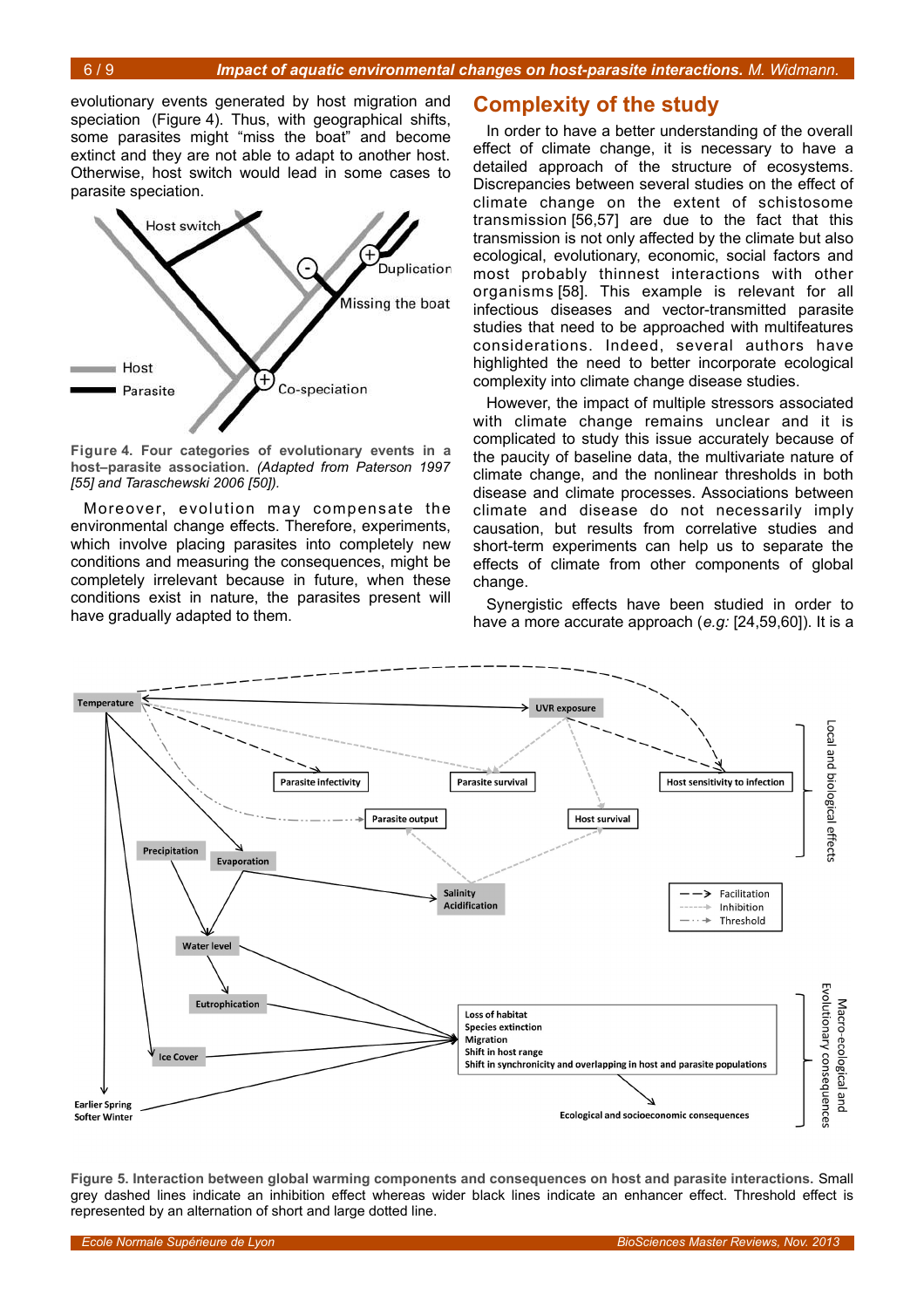evolutionary events generated by host migration and speciation (Figure 4). Thus, with geographical shifts, some parasites might "miss the boat" and become extinct and they are not able to adapt to another host. Otherwise, host switch would lead in some cases to parasite speciation.

**Figure 4. Four categories of evolutionary events in a host–parasite association.** *(Adapted from Paterson 1997 [55] and Taraschewski 2006 [50]).*

Moreover, evolution may compensate the environmental change effects. Therefore, experiments, which involve placing parasites into completely new conditions and measuring the consequences, might be completely irrelevant because in future, when these conditions exist in nature, the parasites present will have gradually adapted to them.

## Complexity of the study

In order to have a better understanding of the overall effect of climate change, it is necessary to have a detailed approach of the structure of ecosystems. Discrepancies between several studies on the effect of climate change on the extent of schistosome transmission [56,57] are due to the fact that this transmission is not only affected by the climate but also ecological, evolutionary, economic, social factors and most probably thinnest interactions with other organisms [58]. This example is relevant for all infectious diseases and vector-transmitted parasite studies that need to be approached with multifeatures considerations. Indeed, several authors have highlighted the need to better incorporate ecological complexity into climate change disease studies.

However, the impact of multiple stressors associated with climate change remains unclear and it is complicated to study this issue accurately because of the paucity of baseline data, the multivariate nature of climate change, and the nonlinear thresholds in both disease and climate processes. Associations between climate and disease do not necessarily imply causation, but results from correlative studies and short-term experiments can help us to separate the effects of climate from other components of global change.

Synergistic effects have been studied in order to have a more accurate approach (*e.g.:* [24,59,60]). It is a

**Figure 5. Interaction between global warming components and consequences on host and parasite interactions.** Small grey dashed lines indicate an inhibition effect whereas wider black lines indicate an enhancer effect. Threshold effect is represented by an alternation of short and large dotted line.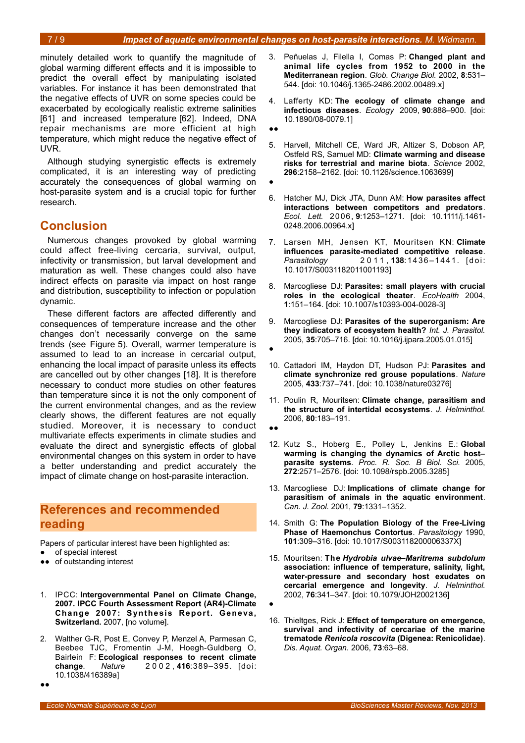minutely detailed work to quantify the magnitude of global warming different effects and it is impossible to predict the overall effect by manipulating isolated variables. For instance it has been demonstrated that the negative effects of UVR on some species could be exacerbated by ecologically realistic extreme salinities [61] and increased temperature [62]. Indeed, DNA repair mechanisms are more efficient at high temperature, which might reduce the negative effect of UVR.

Although studying synergistic effects is extremely complicated, it is an interesting way of predicting accurately the consequences of global warming on host-parasite system and is a crucial topic for further research.

## Conclusion

Numerous changes provoked by global warming could affect free-living cercaria, survival, output, infectivity or transmission, but larval development and maturation as well. These changes could also have indirect effects on parasite via impact on host range and distribution, susceptibility to infection or population dynamic.

These different factors are affected differently and consequences of temperature increase and the other changes don't necessarily converge on the same trends (see Figure 5). Overall, warmer temperature is assumed to lead to an increase in cercarial output, enhancing the local impact of parasite unless its effects are cancelled out by other changes [18]. It is therefore necessary to conduct more studies on other features than temperature since it is not the only component of the current environmental changes, and as the review clearly shows, the different features are not equally studied. Moreover, it is necessary to conduct multivariate effects experiments in climate studies and evaluate the direct and synergistic effects of global environmental changes on this system in order to have a better understanding and predict accurately the impact of climate change on host-parasite interaction.

## References and recommended reading

Papers of particular interest have been highlighted as:
- ● of special interest
- ●● of outstanding interest

1. IPCC: **Intergovernmental Panel on Climate Change, 2007. IPCC Fourth Assessment Report (AR4)-Climate Change 2007: Synthesis Report. Geneva, Switzerland.** 2007, [no volume].

2. Walther G-R, Post E, Convey P, Menzel A, Parmesan C, Beebee TJC, Fromentin J-M, Hoegh-Guldberg O, Bairlein F: **Ecological responses to recent climate change**. *Nature* 2002, **416**:389–395. [doi: 10.1038/416389a]

   ●●

3. Peñuelas J, Filella I, Comas P: **Changed plant and animal life cycles from 1952 to 2000 in the Mediterranean region**. *Glob. Change Biol.* 2002, **8**:531–544. [doi: 10.1046/j.1365-2486.2002.00489.x]

4. Lafferty KD: **The ecology of climate change and infectious diseases**. *Ecology* 2009, **90**:888–900. [doi: 10.1890/08-0079.1]

   ●●

5. Harvell, Mitchell CE, Ward JR, Altizer S, Dobson AP, Ostfeld RS, Samuel MD: **Climate warming and disease risks for terrestrial and marine biota**. *Science* 2002, **296**:2158–2162. [doi: 10.1126/science.1063699]

   ●

6. Hatcher MJ, Dick JTA, Dunn AM: **How parasites affect interactions between competitors and predators**. *Ecol. Lett.* 2006, **9**:1253–1271. [doi: 10.1111/j.1461-0248.2006.00964.x]

7. Larsen MH, Jensen KT, Mouritsen KN: **Climate influences parasite-mediated competitive release**. *Parasitology* 2011, **138**:1436–1441. [doi: 10.1017/S0031182011001193]

8. Marcogliese DJ: **Parasites: small players with crucial roles in the ecological theater**. *EcoHealth* 2004, **1**:151–164. [doi: 10.1007/s10393-004-0028-3]

9. Marcogliese DJ: **Parasites of the superorganism: Are they indicators of ecosystem health?** *Int. J. Parasitol.* 2005, **35**:705–716. [doi: 10.1016/j.ijpara.2005.01.015]

   ●

10. Cattadori IM, Haydon DT, Hudson PJ: **Parasites and climate synchronize red grouse populations**. *Nature* 2005, **433**:737–741. [doi: 10.1038/nature03276]

11. Poulin R, Mouritsen: **Climate change, parasitism and the structure of intertidal ecosystems**. *J. Helminthol.* 2006, **80**:183–191.

    ●●

12. Kutz S., Hoberg E., Polley L, Jenkins E.: **Global warming is changing the dynamics of Arctic host–parasite systems**. *Proc. R. Soc. B Biol. Sci.* 2005, **272**:2571–2576. [doi: 10.1098/rspb.2005.3285]

13. Marcogliese DJ: **Implications of climate change for parasitism of animals in the aquatic environment**. *Can. J. Zool.* 2001, **79**:1331–1352.

14. Smith G: **The Population Biology of the Free-Living Phase of Haemonchus Contortus**. *Parasitology* 1990, **101**:309–316. [doi: 10.1017/S003118200006337X]

15. Mouritsen: **The *Hydrobia ulvae–Maritrema subdolum* association: influence of temperature, salinity, light, water-pressure and secondary host exudates on cercarial emergence and longevity**. *J. Helminthol.* 2002, **76**:341–347. [doi: 10.1079/JOH2002136]

    ●

16. Thieltges, Rick J: **Effect of temperature on emergence, survival and infectivity of cercariae of the marine trematode *Renicola roscovita* (Digenea: Renicolidae)**. *Dis. Aquat. Organ.* 2006, **73**:63–68.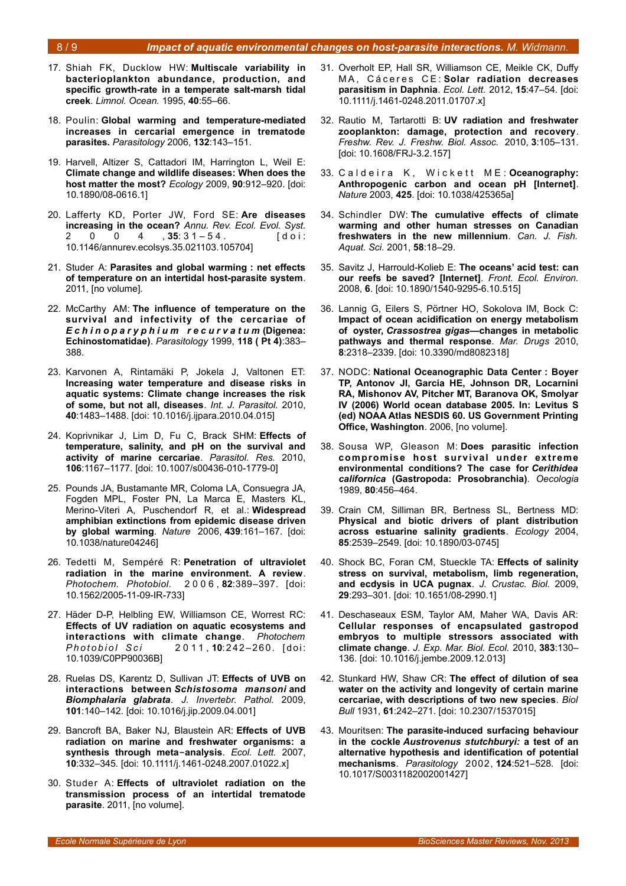17. Shiah FK, Ducklow HW: **Multiscale variability in bacterioplankton abundance, production, and specific growth-rate in a temperate salt-marsh tidal creek**. *Limnol. Ocean.* 1995, **40**:55–66.

18. Poulin: **Global warming and temperature-mediated increases in cercarial emergence in trematode parasites.** *Parasitology* 2006, **132**:143–151.

19. Harvell, Altizer S, Cattadori IM, Harrington L, Weil E: **Climate change and wildlife diseases: When does the host matter the most?** *Ecology* 2009, **90**:912–920. [doi: 10.1890/08-0616.1]

20. Lafferty KD, Porter JW, Ford SE: **Are diseases increasing in the ocean?** *Annu. Rev. Ecol. Evol. Syst.* 2004, **35**:31–54. [doi: 10.1146/annurev.ecolsys.35.021103.105704]

21. Studer A: **Parasites and global warming : net effects of temperature on an intertidal host-parasite system**. 2011, [no volume].

22. McCarthy AM: **The influence of temperature on the survival and infectivity of the cercariae of *Echinoparyphium recurvatum* (Digenea: Echinostomatidae)**. *Parasitology* 1999, **118 ( Pt 4)**:383–388.

23. Karvonen A, Rintamäki P, Jokela J, Valtonen ET: **Increasing water temperature and disease risks in aquatic systems: Climate change increases the risk of some, but not all, diseases**. *Int. J. Parasitol.* 2010, **40**:1483–1488. [doi: 10.1016/j.ijpara.2010.04.015]

24. Koprivnikar J, Lim D, Fu C, Brack SHM: **Effects of temperature, salinity, and pH on the survival and activity of marine cercariae**. *Parasitol. Res.* 2010, **106**:1167–1177. [doi: 10.1007/s00436-010-1779-0]

25. Pounds JA, Bustamante MR, Coloma LA, Consuegra JA, Fogden MPL, Foster PN, La Marca E, Masters KL, Merino-Viteri A, Puschendorf R, et al.: **Widespread amphibian extinctions from epidemic disease driven by global warming**. *Nature* 2006, **439**:161–167. [doi: 10.1038/nature04246]

26. Tedetti M, Sempéré R: **Penetration of ultraviolet radiation in the marine environment. A review**. *Photochem. Photobiol.* 2006, **82**:389–397. [doi: 10.1562/2005-11-09-IR-733]

27. Häder D-P, Helbling EW, Williamson CE, Worrest RC: **Effects of UV radiation on aquatic ecosystems and interactions with climate change**. *Photochem Photobiol Sci* 2011, **10**:242–260. [doi: 10.1039/C0PP90036B]

28. Ruelas DS, Karentz D, Sullivan JT: **Effects of UVB on interactions between *Schistosoma mansoni* and *Biomphalaria glabrata***. *J. Invertebr. Pathol.* 2009, **101**:140–142. [doi: 10.1016/j.jip.2009.04.001]

29. Bancroft BA, Baker NJ, Blaustein AR: **Effects of UVB radiation on marine and freshwater organisms: a synthesis through meta-analysis**. *Ecol. Lett.* 2007, **10**:332–345. [doi: 10.1111/j.1461-0248.2007.01022.x]

30. Studer A: **Effects of ultraviolet radiation on the transmission process of an intertidal trematode parasite**. 2011, [no volume].

31. Overholt EP, Hall SR, Williamson CE, Meikle CK, Duffy MA, Cáceres CE: **Solar radiation decreases parasitism in Daphnia**. *Ecol. Lett.* 2012, **15**:47–54. [doi: 10.1111/j.1461-0248.2011.01707.x]

32. Rautio M, Tartarotti B: **UV radiation and freshwater zooplankton: damage, protection and recovery**. *Freshw. Rev. J. Freshw. Biol. Assoc.* 2010, **3**:105–131. [doi: 10.1608/FRJ-3.2.157]

33. Caldeira K, Wickett ME: **Oceanography: Anthropogenic carbon and ocean pH [Internet]**. *Nature* 2003, **425**. [doi: 10.1038/425365a]

34. Schindler DW: **The cumulative effects of climate warming and other human stresses on Canadian freshwaters in the new millennium**. *Can. J. Fish. Aquat. Sci.* 2001, **58**:18–29.

35. Savitz J, Harrould-Kolieb E: **The oceans' acid test: can our reefs be saved? [Internet]**. *Front. Ecol. Environ.* 2008, **6**. [doi: 10.1890/1540-9295-6.10.515]

36. Lannig G, Eilers S, Pörtner HO, Sokolova IM, Bock C: **Impact of ocean acidification on energy metabolism of oyster, *Crassostrea gigas*—changes in metabolic pathways and thermal response**. *Mar. Drugs* 2010, **8**:2318–2339. [doi: 10.3390/md8082318]

37. NODC: **National Oceanographic Data Center : Boyer TP, Antonov JI, Garcia HE, Johnson DR, Locarnini RA, Mishonov AV, Pitcher MT, Baranova OK, Smolyar IV (2006) World ocean database 2005. In: Levitus S (ed) NOAA Atlas NESDIS 60. US Government Printing Office, Washington**. 2006, [no volume].

38. Sousa WP, Gleason M: **Does parasitic infection compromise host survival under extreme environmental conditions? The case for *Cerithidea californica* (Gastropoda: Prosobranchia)**. *Oecologia* 1989, **80**:456–464.

39. Crain CM, Silliman BR, Bertness SL, Bertness MD: **Physical and biotic drivers of plant distribution across estuarine salinity gradients**. *Ecology* 2004, **85**:2539–2549. [doi: 10.1890/03-0745]

40. Shock BC, Foran CM, Stueckle TA: **Effects of salinity stress on survival, metabolism, limb regeneration, and ecdysis in UCA pugnax**. *J. Crustac. Biol.* 2009, **29**:293–301. [doi: 10.1651/08-2990.1]

41. Deschaseaux ESM, Taylor AM, Maher WA, Davis AR: **Cellular responses of encapsulated gastropod embryos to multiple stressors associated with climate change**. *J. Exp. Mar. Biol. Ecol.* 2010, **383**:130–136. [doi: 10.1016/j.jembe.2009.12.013]

42. Stunkard HW, Shaw CR: **The effect of dilution of sea water on the activity and longevity of certain marine cercariae, with descriptions of two new species**. *Biol Bull* 1931, **61**:242–271. [doi: 10.2307/1537015]

43. Mouritsen: **The parasite-induced surfacing behaviour in the cockle *Austrovenus stutchburyi:* a test of an alternative hypothesis and identification of potential mechanisms**. *Parasitology* 2002, **124**:521–528. [doi: 10.1017/S0031182002001427]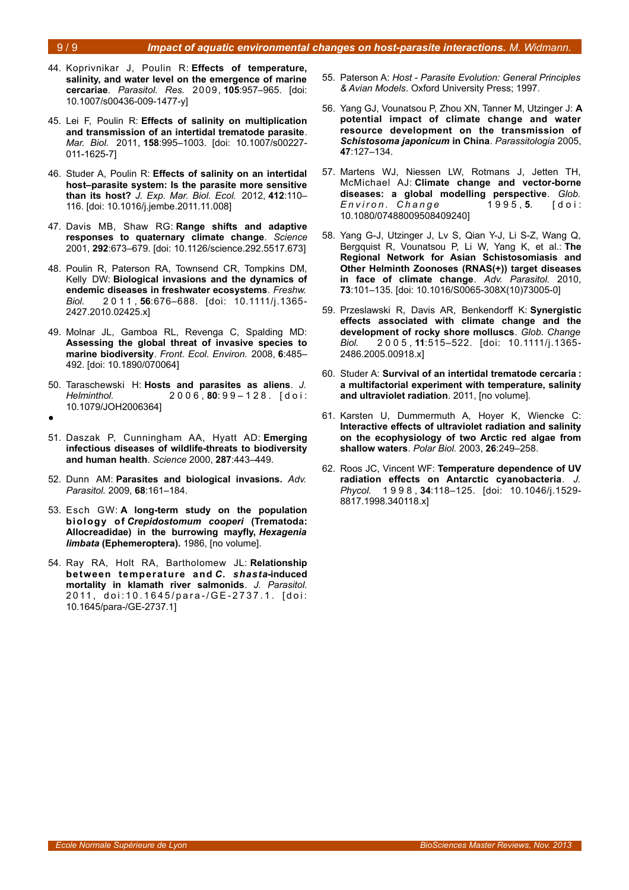44. Koprivnikar J, Poulin R: **Effects of temperature, salinity, and water level on the emergence of marine cercariae**. *Parasitol. Res.* 2009, **105**:957–965. [doi: 10.1007/s00436-009-1477-y]

45. Lei F, Poulin R: **Effects of salinity on multiplication and transmission of an intertidal trematode parasite**. *Mar. Biol.* 2011, **158**:995–1003. [doi: 10.1007/s00227-011-1625-7]

46. Studer A, Poulin R: **Effects of salinity on an intertidal host–parasite system: Is the parasite more sensitive than its host?** *J. Exp. Mar. Biol. Ecol.* 2012, **412**:110–116. [doi: 10.1016/j.jembe.2011.11.008]

47. Davis MB, Shaw RG: **Range shifts and adaptive responses to quaternary climate change**. *Science* 2001, **292**:673–679. [doi: 10.1126/science.292.5517.673]

48. Poulin R, Paterson RA, Townsend CR, Tompkins DM, Kelly DW: **Biological invasions and the dynamics of endemic diseases in freshwater ecosystems**. *Freshw. Biol.* 2011, **56**:676–688. [doi: 10.1111/j.1365-2427.2010.02425.x]

49. Molnar JL, Gamboa RL, Revenga C, Spalding MD: **Assessing the global threat of invasive species to marine biodiversity**. *Front. Ecol. Environ.* 2008, **6**:485–492. [doi: 10.1890/070064]

50. Taraschewski H: **Hosts and parasites as aliens**. *J. Helminthol.* 2006, **80**:99–128. [doi: 10.1079/JOH2006364]

•

51. Daszak P, Cunningham AA, Hyatt AD: **Emerging infectious diseases of wildlife-threats to biodiversity and human health**. *Science* 2000, **287**:443–449.

52. Dunn AM: **Parasites and biological invasions.** *Adv. Parasitol.* 2009, **68**:161–184.

53. Esch GW: **A long-term study on the population biology of *Crepidostomum cooperi* (Trematoda: Allocreadidae) in the burrowing mayfly, *Hexagenia limbata* (Ephemeroptera).** 1986, [no volume].

54. Ray RA, Holt RA, Bartholomew JL: **Relationship between temperature and *C. shasta*-induced mortality in klamath river salmonids**. *J. Parasitol.* 2011, doi:10.1645/para-/GE-2737.1. [doi: 10.1645/para-/GE-2737.1]

55. Paterson A: *Host - Parasite Evolution: General Principles & Avian Models*. Oxford University Press; 1997.

56. Yang GJ, Vounatsou P, Zhou XN, Tanner M, Utzinger J: **A potential impact of climate change and water resource development on the transmission of *Schistosoma japonicum* in China**. *Parassitologia* 2005, **47**:127–134.

57. Martens WJ, Niessen LW, Rotmans J, Jetten TH, McMichael AJ: **Climate change and vector-borne diseases: a global modelling perspective**. *Glob. Environ. Change* 1995, **5**. [doi: 10.1080/07488009508409240]

58. Yang G-J, Utzinger J, Lv S, Qian Y-J, Li S-Z, Wang Q, Bergquist R, Vounatsou P, Li W, Yang K, et al.: **The Regional Network for Asian Schistosomiasis and Other Helminth Zoonoses (RNAS(+)) target diseases in face of climate change**. *Adv. Parasitol.* 2010, **73**:101–135. [doi: 10.1016/S0065-308X(10)73005-0]

59. Przeslawski R, Davis AR, Benkendorff K: **Synergistic effects associated with climate change and the development of rocky shore molluscs**. *Glob. Change Biol.* 2005, **11**:515–522. [doi: 10.1111/j.1365-2486.2005.00918.x]

60. Studer A: **Survival of an intertidal trematode cercaria : a multifactorial experiment with temperature, salinity and ultraviolet radiation**. 2011, [no volume].

61. Karsten U, Dummermuth A, Hoyer K, Wiencke C: **Interactive effects of ultraviolet radiation and salinity on the ecophysiology of two Arctic red algae from shallow waters**. *Polar Biol.* 2003, **26**:249–258.

62. Roos JC, Vincent WF: **Temperature dependence of UV radiation effects on Antarctic cyanobacteria**. *J. Phycol.* 1998, **34**:118–125. [doi: 10.1046/j.1529-8817.1998.340118.x]